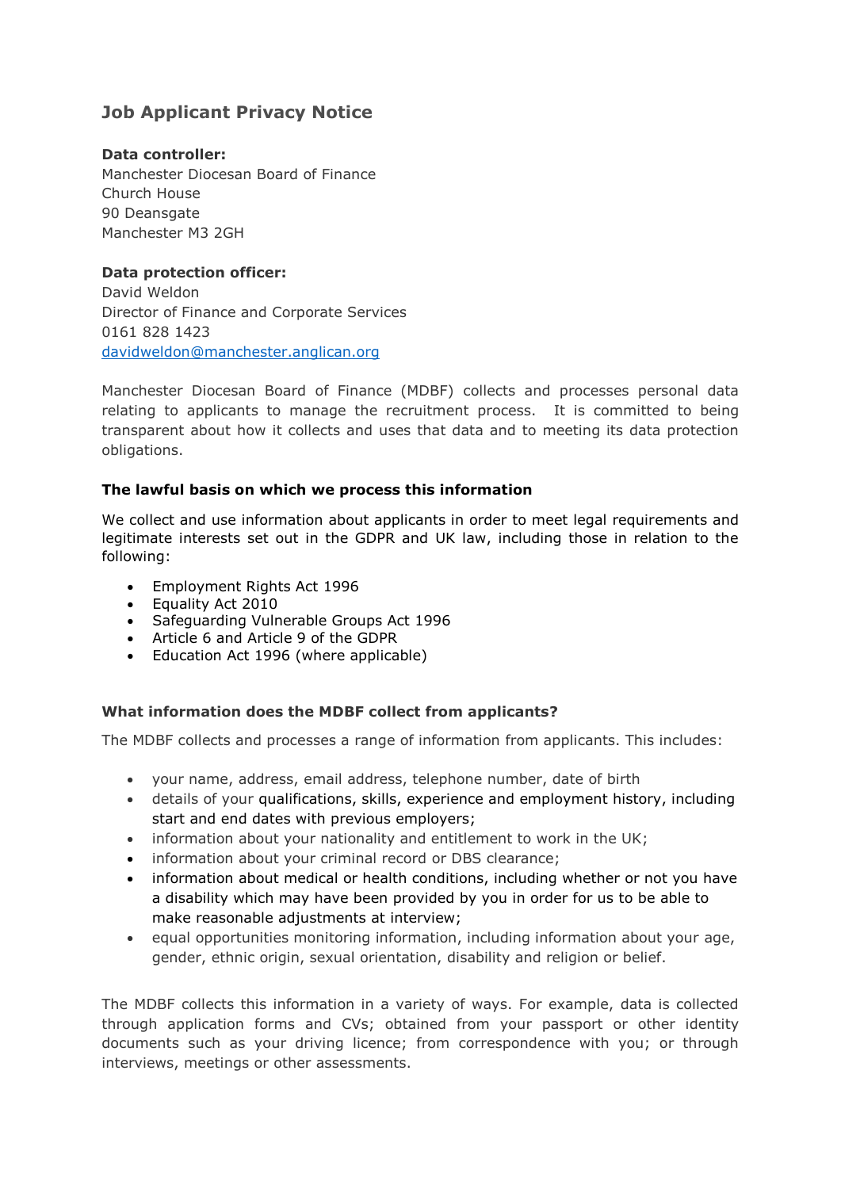# Job Applicant Privacy Notice

**Data controller:**
Manchester Diocesan Board of Finance
Church House
90 Deansgate
Manchester M3 2GH

**Data protection officer:**
David Weldon
Director of Finance and Corporate Services
0161 828 1423
davidweldon@manchester.anglican.org

Manchester Diocesan Board of Finance (MDBF) collects and processes personal data relating to applicants to manage the recruitment process. It is committed to being transparent about how it collects and uses that data and to meeting its data protection obligations.

### The lawful basis on which we process this information

We collect and use information about applicants in order to meet legal requirements and legitimate interests set out in the GDPR and UK law, including those in relation to the following:

- Employment Rights Act 1996
- Equality Act 2010
- Safeguarding Vulnerable Groups Act 1996
- Article 6 and Article 9 of the GDPR
- Education Act 1996 (where applicable)

### What information does the MDBF collect from applicants?

The MDBF collects and processes a range of information from applicants. This includes:

- your name, address, email address, telephone number, date of birth
- details of your qualifications, skills, experience and employment history, including start and end dates with previous employers;
- information about your nationality and entitlement to work in the UK;
- information about your criminal record or DBS clearance;
- information about medical or health conditions, including whether or not you have a disability which may have been provided by you in order for us to be able to make reasonable adjustments at interview;
- equal opportunities monitoring information, including information about your age, gender, ethnic origin, sexual orientation, disability and religion or belief.

The MDBF collects this information in a variety of ways. For example, data is collected through application forms and CVs; obtained from your passport or other identity documents such as your driving licence; from correspondence with you; or through interviews, meetings or other assessments.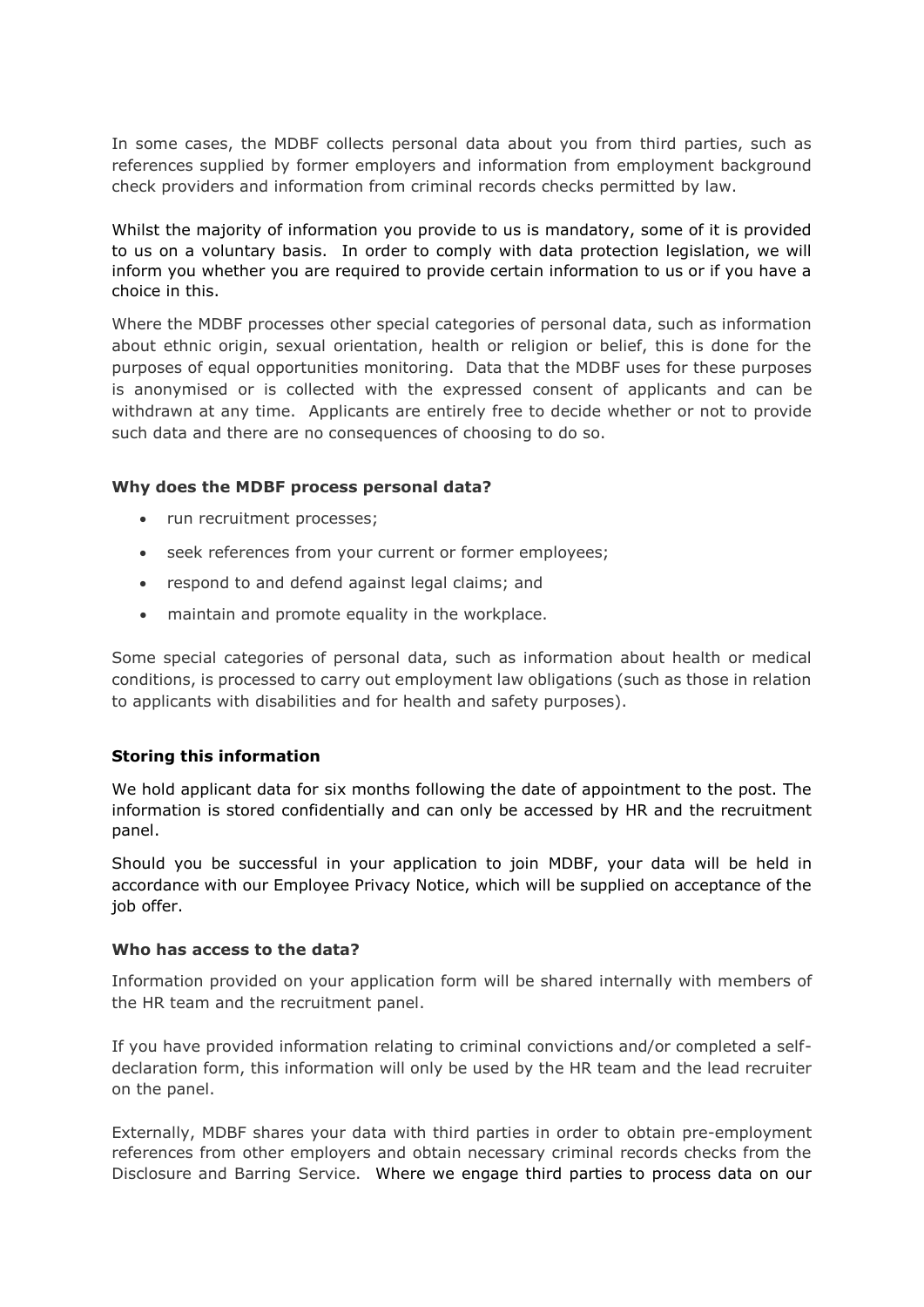In some cases, the MDBF collects personal data about you from third parties, such as references supplied by former employers and information from employment background check providers and information from criminal records checks permitted by law.

Whilst the majority of information you provide to us is mandatory, some of it is provided to us on a voluntary basis. In order to comply with data protection legislation, we will inform you whether you are required to provide certain information to us or if you have a choice in this.

Where the MDBF processes other special categories of personal data, such as information about ethnic origin, sexual orientation, health or religion or belief, this is done for the purposes of equal opportunities monitoring. Data that the MDBF uses for these purposes is anonymised or is collected with the expressed consent of applicants and can be withdrawn at any time. Applicants are entirely free to decide whether or not to provide such data and there are no consequences of choosing to do so.

**Why does the MDBF process personal data?**

- run recruitment processes;
- seek references from your current or former employees;
- respond to and defend against legal claims; and
- maintain and promote equality in the workplace.

Some special categories of personal data, such as information about health or medical conditions, is processed to carry out employment law obligations (such as those in relation to applicants with disabilities and for health and safety purposes).

**Storing this information**

We hold applicant data for six months following the date of appointment to the post. The information is stored confidentially and can only be accessed by HR and the recruitment panel.

Should you be successful in your application to join MDBF, your data will be held in accordance with our Employee Privacy Notice, which will be supplied on acceptance of the job offer.

**Who has access to the data?**

Information provided on your application form will be shared internally with members of the HR team and the recruitment panel.

If you have provided information relating to criminal convictions and/or completed a self-declaration form, this information will only be used by the HR team and the lead recruiter on the panel.

Externally, MDBF shares your data with third parties in order to obtain pre-employment references from other employers and obtain necessary criminal records checks from the Disclosure and Barring Service. Where we engage third parties to process data on our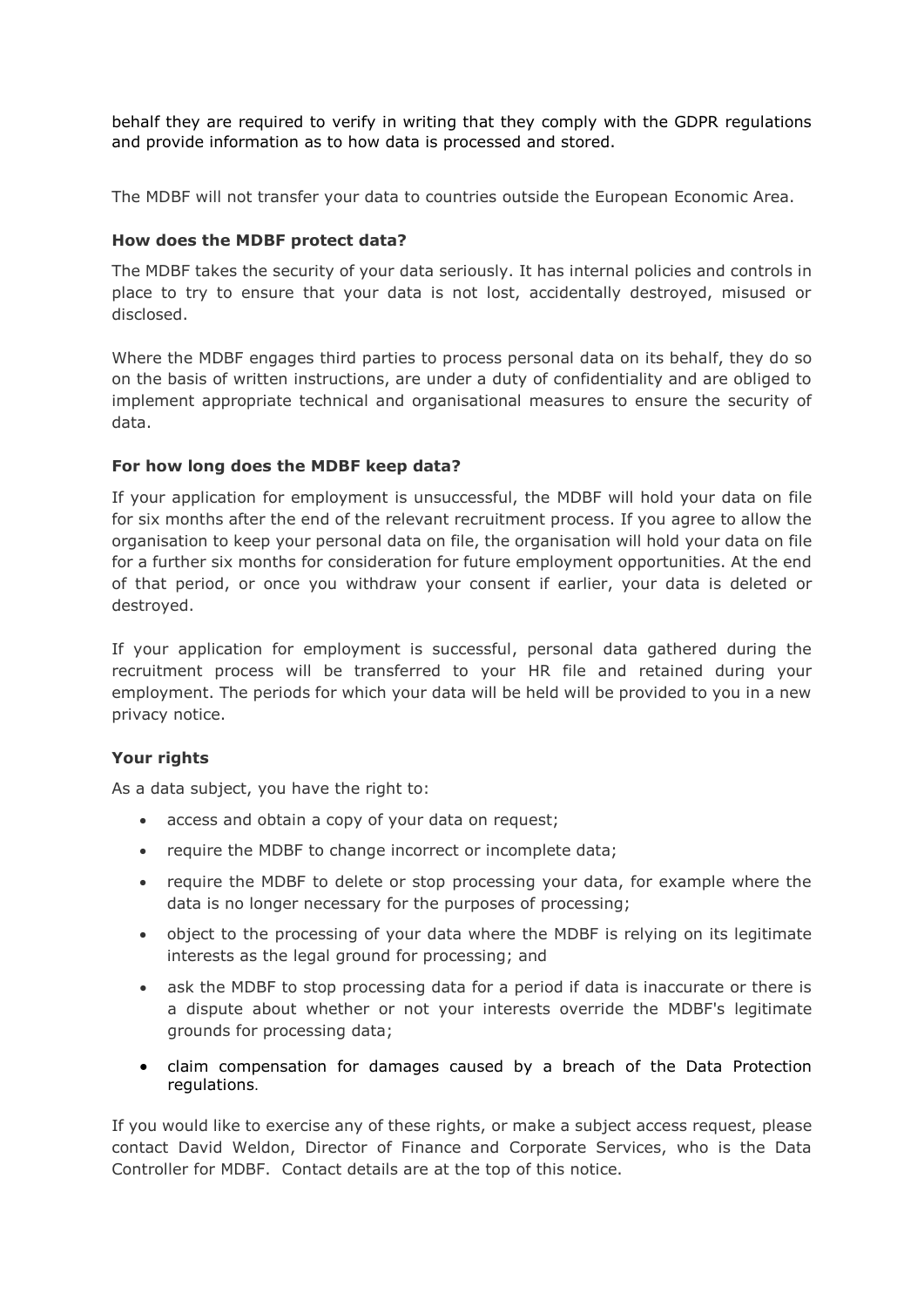behalf they are required to verify in writing that they comply with the GDPR regulations and provide information as to how data is processed and stored.

The MDBF will not transfer your data to countries outside the European Economic Area.

**How does the MDBF protect data?**

The MDBF takes the security of your data seriously. It has internal policies and controls in place to try to ensure that your data is not lost, accidentally destroyed, misused or disclosed.

Where the MDBF engages third parties to process personal data on its behalf, they do so on the basis of written instructions, are under a duty of confidentiality and are obliged to implement appropriate technical and organisational measures to ensure the security of data.

**For how long does the MDBF keep data?**

If your application for employment is unsuccessful, the MDBF will hold your data on file for six months after the end of the relevant recruitment process. If you agree to allow the organisation to keep your personal data on file, the organisation will hold your data on file for a further six months for consideration for future employment opportunities. At the end of that period, or once you withdraw your consent if earlier, your data is deleted or destroyed.

If your application for employment is successful, personal data gathered during the recruitment process will be transferred to your HR file and retained during your employment. The periods for which your data will be held will be provided to you in a new privacy notice.

**Your rights**

As a data subject, you have the right to:

- access and obtain a copy of your data on request;
- require the MDBF to change incorrect or incomplete data;
- require the MDBF to delete or stop processing your data, for example where the data is no longer necessary for the purposes of processing;
- object to the processing of your data where the MDBF is relying on its legitimate interests as the legal ground for processing; and
- ask the MDBF to stop processing data for a period if data is inaccurate or there is a dispute about whether or not your interests override the MDBF's legitimate grounds for processing data;
- claim compensation for damages caused by a breach of the Data Protection regulations.

If you would like to exercise any of these rights, or make a subject access request, please contact David Weldon, Director of Finance and Corporate Services, who is the Data Controller for MDBF. Contact details are at the top of this notice.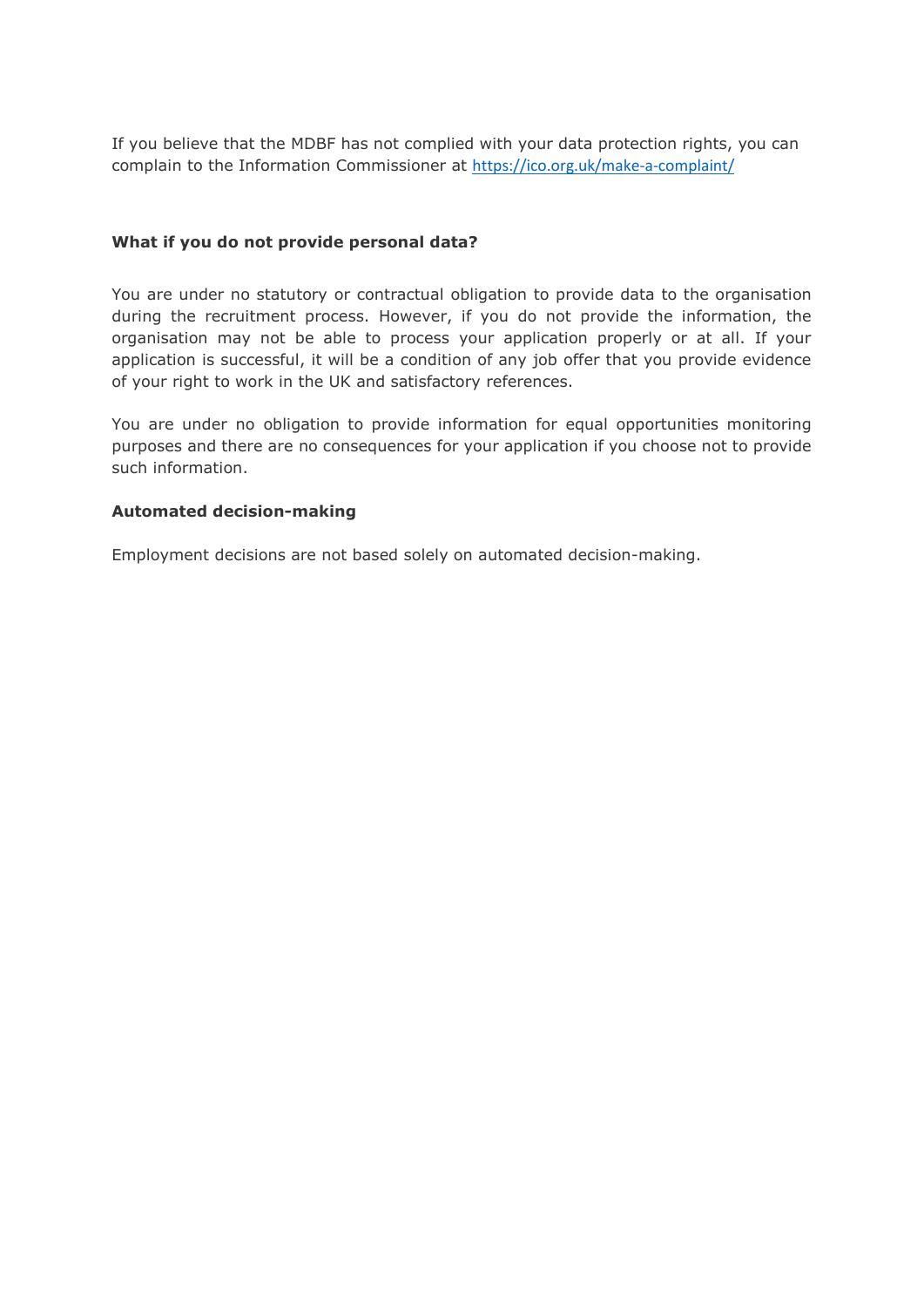If you believe that the MDBF has not complied with your data protection rights, you can complain to the Information Commissioner at https://ico.org.uk/make-a-complaint/

**What if you do not provide personal data?**

You are under no statutory or contractual obligation to provide data to the organisation during the recruitment process. However, if you do not provide the information, the organisation may not be able to process your application properly or at all. If your application is successful, it will be a condition of any job offer that you provide evidence of your right to work in the UK and satisfactory references.

You are under no obligation to provide information for equal opportunities monitoring purposes and there are no consequences for your application if you choose not to provide such information.

**Automated decision-making**

Employment decisions are not based solely on automated decision-making.